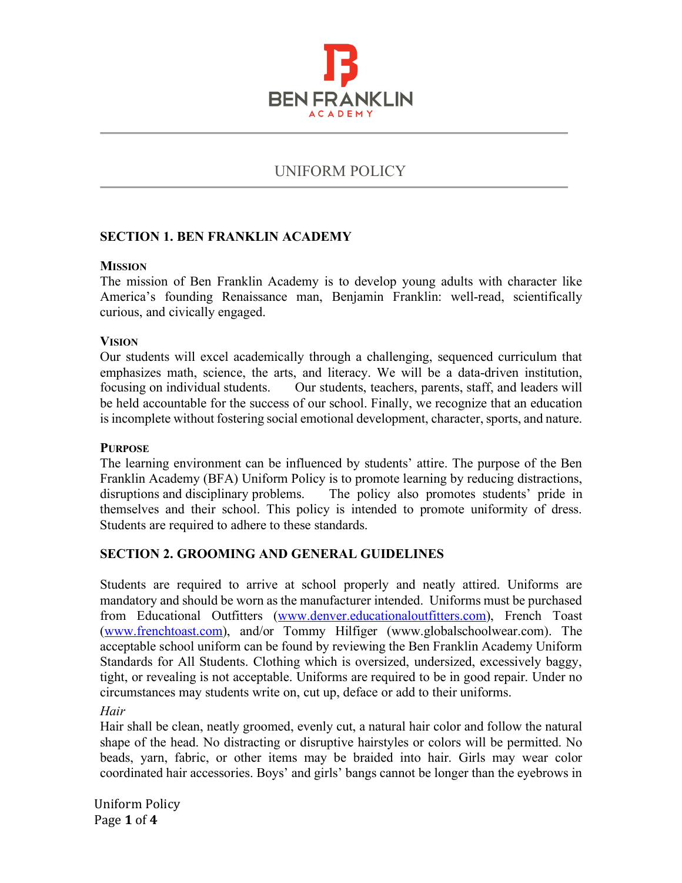BEN FRANKLIN ACADEMY

# UNIFORM POLICY

## SECTION 1. BEN FRANKLIN ACADEMY

### Mission

The mission of Ben Franklin Academy is to develop young adults with character like America's founding Renaissance man, Benjamin Franklin: well-read, scientifically curious, and civically engaged.

### Vision

Our students will excel academically through a challenging, sequenced curriculum that emphasizes math, science, the arts, and literacy. We will be a data-driven institution, focusing on individual students. Our students, teachers, parents, staff, and leaders will be held accountable for the success of our school. Finally, we recognize that an education is incomplete without fostering social emotional development, character, sports, and nature.

### Purpose

The learning environment can be influenced by students' attire. The purpose of the Ben Franklin Academy (BFA) Uniform Policy is to promote learning by reducing distractions, disruptions and disciplinary problems. The policy also promotes students' pride in themselves and their school. This policy is intended to promote uniformity of dress. Students are required to adhere to these standards.

## SECTION 2. GROOMING AND GENERAL GUIDELINES

Students are required to arrive at school properly and neatly attired. Uniforms are mandatory and should be worn as the manufacturer intended. Uniforms must be purchased from Educational Outfitters (www.denver.educationaloutfitters.com), French Toast (www.frenchtoast.com), and/or Tommy Hilfiger (www.globalschoolwear.com). The acceptable school uniform can be found by reviewing the Ben Franklin Academy Uniform Standards for All Students. Clothing which is oversized, undersized, excessively baggy, tight, or revealing is not acceptable. Uniforms are required to be in good repair. Under no circumstances may students write on, cut up, deface or add to their uniforms.

*Hair*

Hair shall be clean, neatly groomed, evenly cut, a natural hair color and follow the natural shape of the head. No distracting or disruptive hairstyles or colors will be permitted. No beads, yarn, fabric, or other items may be braided into hair. Girls may wear color coordinated hair accessories. Boys' and girls' bangs cannot be longer than the eyebrows in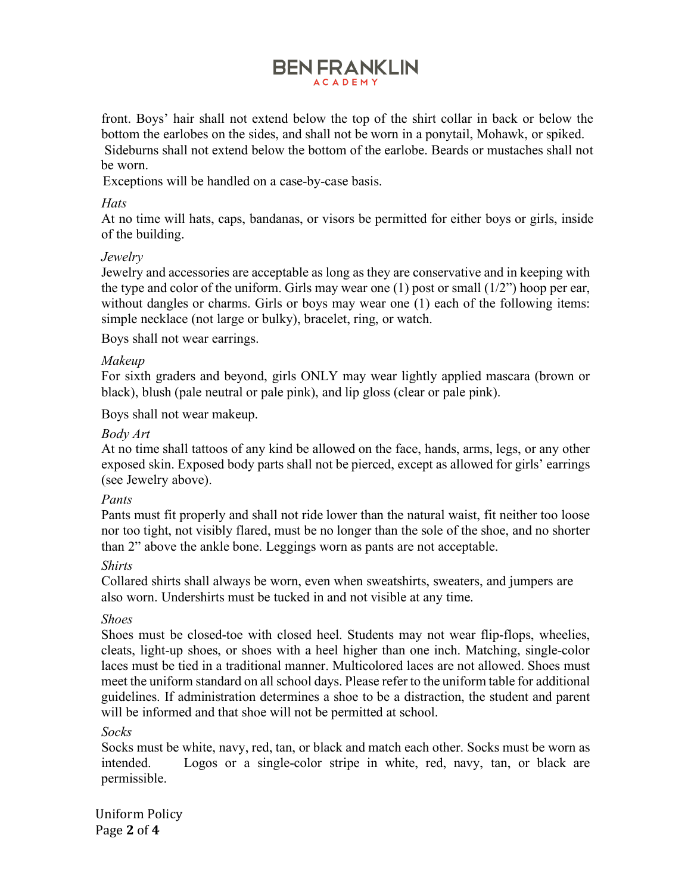front. Boys' hair shall not extend below the top of the shirt collar in back or below the bottom the earlobes on the sides, and shall not be worn in a ponytail, Mohawk, or spiked. Sideburns shall not extend below the bottom of the earlobe. Beards or mustaches shall not be worn.

Exceptions will be handled on a case-by-case basis.

*Hats*

At no time will hats, caps, bandanas, or visors be permitted for either boys or girls, inside of the building.

*Jewelry*

Jewelry and accessories are acceptable as long as they are conservative and in keeping with the type and color of the uniform. Girls may wear one (1) post or small (1/2") hoop per ear, without dangles or charms. Girls or boys may wear one (1) each of the following items: simple necklace (not large or bulky), bracelet, ring, or watch.

Boys shall not wear earrings.

*Makeup*

For sixth graders and beyond, girls ONLY may wear lightly applied mascara (brown or black), blush (pale neutral or pale pink), and lip gloss (clear or pale pink).

Boys shall not wear makeup.

*Body Art*

At no time shall tattoos of any kind be allowed on the face, hands, arms, legs, or any other exposed skin. Exposed body parts shall not be pierced, except as allowed for girls' earrings (see Jewelry above).

*Pants*

Pants must fit properly and shall not ride lower than the natural waist, fit neither too loose nor too tight, not visibly flared, must be no longer than the sole of the shoe, and no shorter than 2" above the ankle bone. Leggings worn as pants are not acceptable.

*Shirts*

Collared shirts shall always be worn, even when sweatshirts, sweaters, and jumpers are also worn. Undershirts must be tucked in and not visible at any time.

*Shoes*

Shoes must be closed-toe with closed heel. Students may not wear flip-flops, wheelies, cleats, light-up shoes, or shoes with a heel higher than one inch. Matching, single-color laces must be tied in a traditional manner. Multicolored laces are not allowed. Shoes must meet the uniform standard on all school days. Please refer to the uniform table for additional guidelines. If administration determines a shoe to be a distraction, the student and parent will be informed and that shoe will not be permitted at school.

*Socks*

Socks must be white, navy, red, tan, or black and match each other. Socks must be worn as intended. Logos or a single-color stripe in white, red, navy, tan, or black are permissible.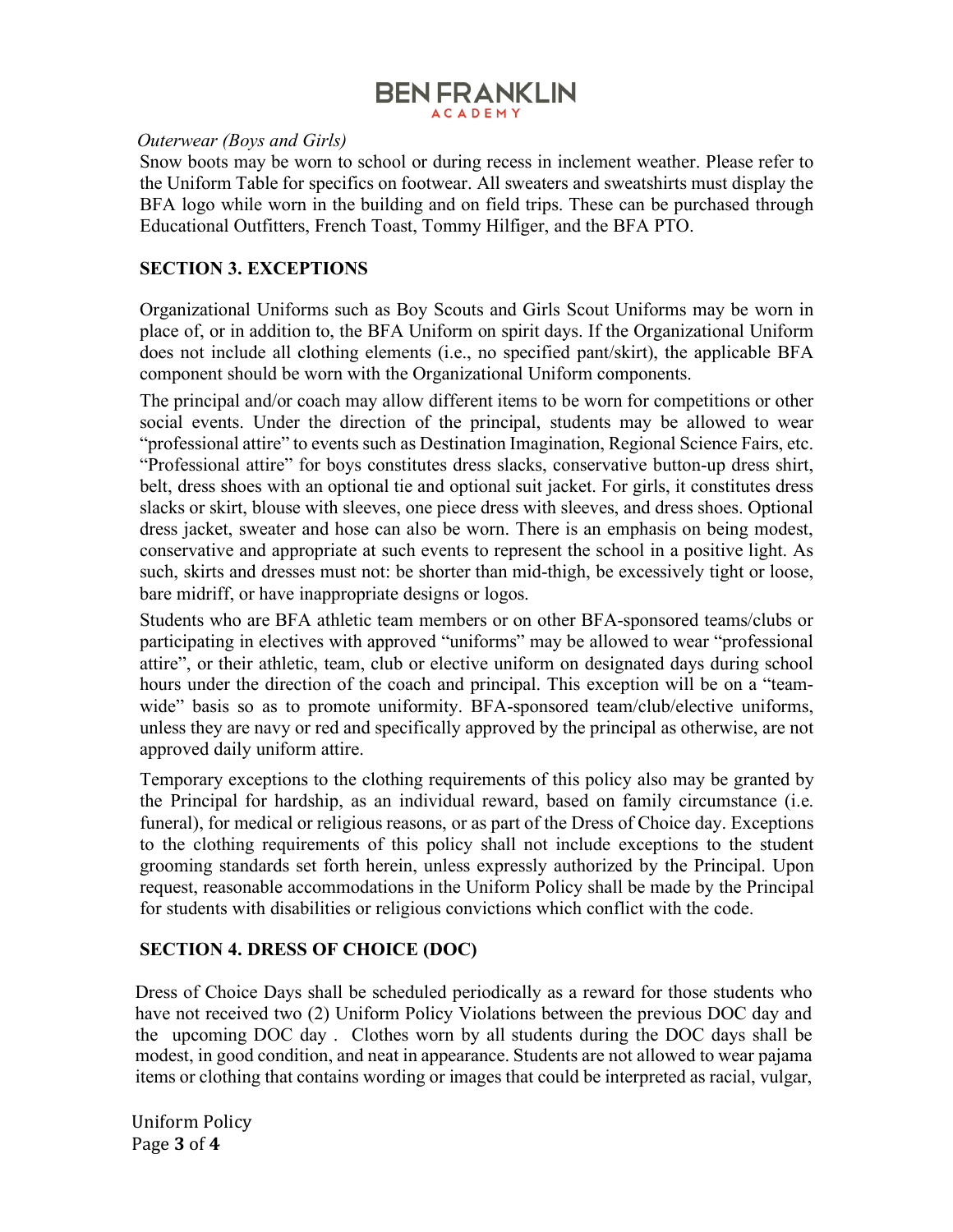*Outerwear (Boys and Girls)*

Snow boots may be worn to school or during recess in inclement weather. Please refer to the Uniform Table for specifics on footwear. All sweaters and sweatshirts must display the BFA logo while worn in the building and on field trips. These can be purchased through Educational Outfitters, French Toast, Tommy Hilfiger, and the BFA PTO.

## SECTION 3. EXCEPTIONS

Organizational Uniforms such as Boy Scouts and Girls Scout Uniforms may be worn in place of, or in addition to, the BFA Uniform on spirit days. If the Organizational Uniform does not include all clothing elements (i.e., no specified pant/skirt), the applicable BFA component should be worn with the Organizational Uniform components.

The principal and/or coach may allow different items to be worn for competitions or other social events. Under the direction of the principal, students may be allowed to wear "professional attire" to events such as Destination Imagination, Regional Science Fairs, etc. "Professional attire" for boys constitutes dress slacks, conservative button-up dress shirt, belt, dress shoes with an optional tie and optional suit jacket. For girls, it constitutes dress slacks or skirt, blouse with sleeves, one piece dress with sleeves, and dress shoes. Optional dress jacket, sweater and hose can also be worn. There is an emphasis on being modest, conservative and appropriate at such events to represent the school in a positive light. As such, skirts and dresses must not: be shorter than mid-thigh, be excessively tight or loose, bare midriff, or have inappropriate designs or logos.

Students who are BFA athletic team members or on other BFA-sponsored teams/clubs or participating in electives with approved "uniforms" may be allowed to wear "professional attire", or their athletic, team, club or elective uniform on designated days during school hours under the direction of the coach and principal. This exception will be on a "team-wide" basis so as to promote uniformity. BFA-sponsored team/club/elective uniforms, unless they are navy or red and specifically approved by the principal as otherwise, are not approved daily uniform attire.

Temporary exceptions to the clothing requirements of this policy also may be granted by the Principal for hardship, as an individual reward, based on family circumstance (i.e. funeral), for medical or religious reasons, or as part of the Dress of Choice day. Exceptions to the clothing requirements of this policy shall not include exceptions to the student grooming standards set forth herein, unless expressly authorized by the Principal. Upon request, reasonable accommodations in the Uniform Policy shall be made by the Principal for students with disabilities or religious convictions which conflict with the code.

## SECTION 4. DRESS OF CHOICE (DOC)

Dress of Choice Days shall be scheduled periodically as a reward for those students who have not received two (2) Uniform Policy Violations between the previous DOC day and the upcoming DOC day . Clothes worn by all students during the DOC days shall be modest, in good condition, and neat in appearance. Students are not allowed to wear pajama items or clothing that contains wording or images that could be interpreted as racial, vulgar,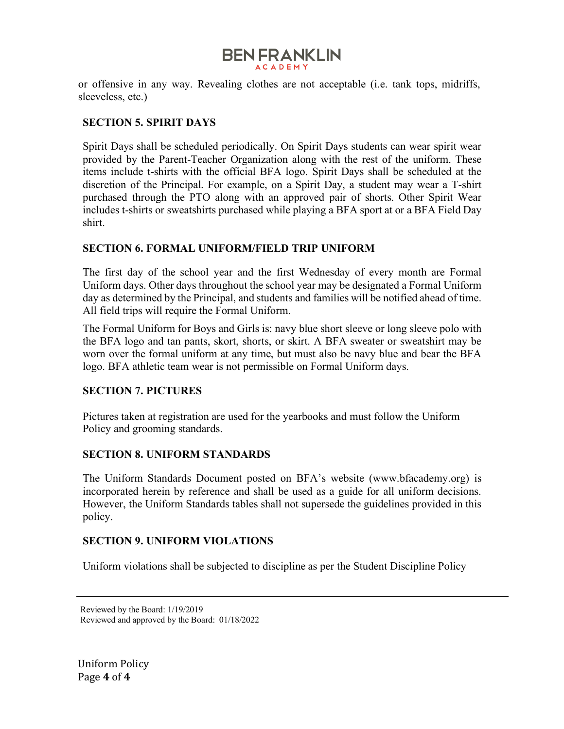or offensive in any way. Revealing clothes are not acceptable (i.e. tank tops, midriffs, sleeveless, etc.)

## SECTION 5. SPIRIT DAYS

Spirit Days shall be scheduled periodically. On Spirit Days students can wear spirit wear provided by the Parent-Teacher Organization along with the rest of the uniform. These items include t-shirts with the official BFA logo. Spirit Days shall be scheduled at the discretion of the Principal. For example, on a Spirit Day, a student may wear a T-shirt purchased through the PTO along with an approved pair of shorts. Other Spirit Wear includes t-shirts or sweatshirts purchased while playing a BFA sport at or a BFA Field Day shirt.

## SECTION 6. FORMAL UNIFORM/FIELD TRIP UNIFORM

The first day of the school year and the first Wednesday of every month are Formal Uniform days. Other days throughout the school year may be designated a Formal Uniform day as determined by the Principal, and students and families will be notified ahead of time. All field trips will require the Formal Uniform.

The Formal Uniform for Boys and Girls is: navy blue short sleeve or long sleeve polo with the BFA logo and tan pants, skort, shorts, or skirt. A BFA sweater or sweatshirt may be worn over the formal uniform at any time, but must also be navy blue and bear the BFA logo. BFA athletic team wear is not permissible on Formal Uniform days.

## SECTION 7. PICTURES

Pictures taken at registration are used for the yearbooks and must follow the Uniform Policy and grooming standards.

## SECTION 8. UNIFORM STANDARDS

The Uniform Standards Document posted on BFA's website (www.bfacademy.org) is incorporated herein by reference and shall be used as a guide for all uniform decisions. However, the Uniform Standards tables shall not supersede the guidelines provided in this policy.

## SECTION 9. UNIFORM VIOLATIONS

Uniform violations shall be subjected to discipline as per the Student Discipline Policy

---

Reviewed by the Board: 1/19/2019
Reviewed and approved by the Board: 01/18/2022